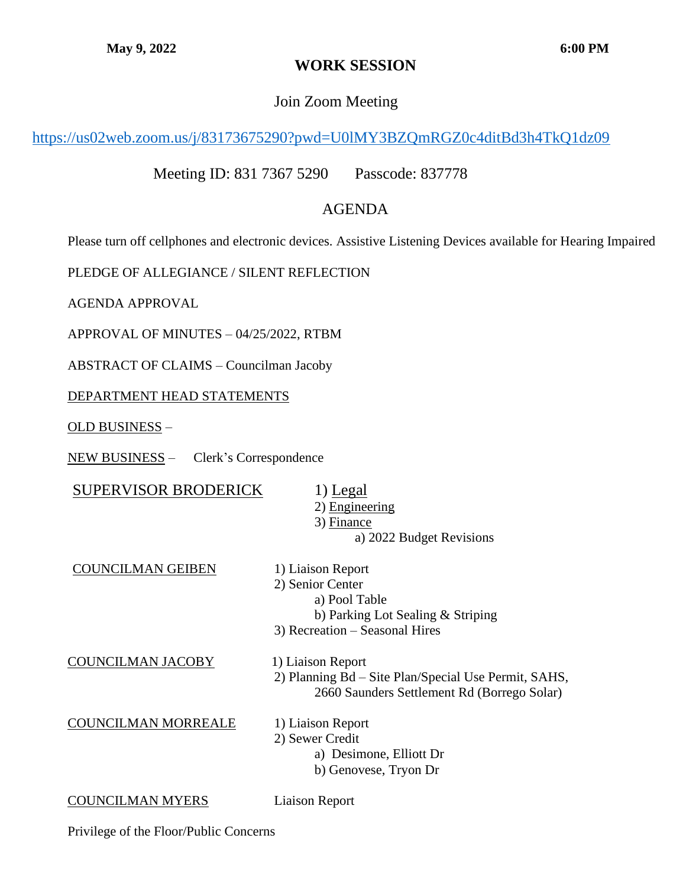**May 9, 2022** **6:00 PM**

# WORK SESSION

Join Zoom Meeting

https://us02web.zoom.us/j/83173675290?pwd=U0lMY3BZQmRGZ0c4ditBd3h4TkQ1dz09

Meeting ID: 831 7367 5290 Passcode: 837778

## AGENDA

Please turn off cellphones and electronic devices. Assistive Listening Devices available for Hearing Impaired

PLEDGE OF ALLEGIANCE / SILENT REFLECTION

AGENDA APPROVAL

APPROVAL OF MINUTES – 04/25/2022, RTBM

ABSTRACT OF CLAIMS – Councilman Jacoby

DEPARTMENT HEAD STATEMENTS

OLD BUSINESS –

NEW BUSINESS – Clerk's Correspondence

SUPERVISOR BRODERICK
1) Legal
2) Engineering
3) Finance
   a) 2022 Budget Revisions

COUNCILMAN GEIBEN
1) Liaison Report
2) Senior Center
   a) Pool Table
   b) Parking Lot Sealing & Striping
3) Recreation – Seasonal Hires

COUNCILMAN JACOBY
1) Liaison Report
2) Planning Bd – Site Plan/Special Use Permit, SAHS, 2660 Saunders Settlement Rd (Borrego Solar)

COUNCILMAN MORREALE
1) Liaison Report
2) Sewer Credit
   a) Desimone, Elliott Dr
   b) Genovese, Tryon Dr

COUNCILMAN MYERS
Liaison Report

Privilege of the Floor/Public Concerns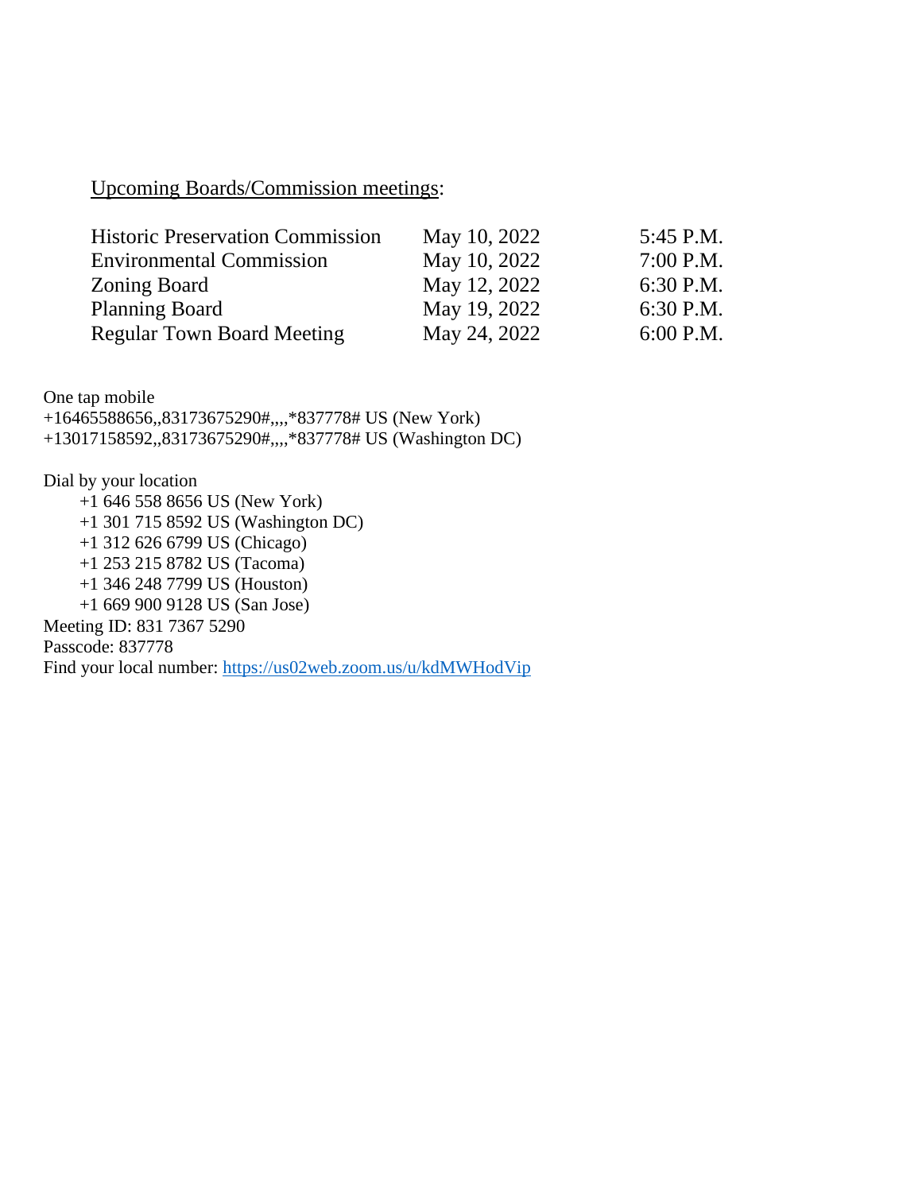<u>Upcoming Boards/Commission meetings</u>:

| | | |
|---|---|---|
| Historic Preservation Commission | May 10, 2022 | 5:45 P.M. |
| Environmental Commission | May 10, 2022 | 7:00 P.M. |
| Zoning Board | May 12, 2022 | 6:30 P.M. |
| Planning Board | May 19, 2022 | 6:30 P.M. |
| Regular Town Board Meeting | May 24, 2022 | 6:00 P.M. |

One tap mobile
+16465588656,,83173675290#,,,,*837778# US (New York)
+13017158592,,83173675290#,,,,*837778# US (Washington DC)

Dial by your location
+1 646 558 8656 US (New York)
+1 301 715 8592 US (Washington DC)
+1 312 626 6799 US (Chicago)
+1 253 215 8782 US (Tacoma)
+1 346 248 7799 US (Houston)
+1 669 900 9128 US (San Jose)
Meeting ID: 831 7367 5290
Passcode: 837778
Find your local number: https://us02web.zoom.us/u/kdMWHodVip